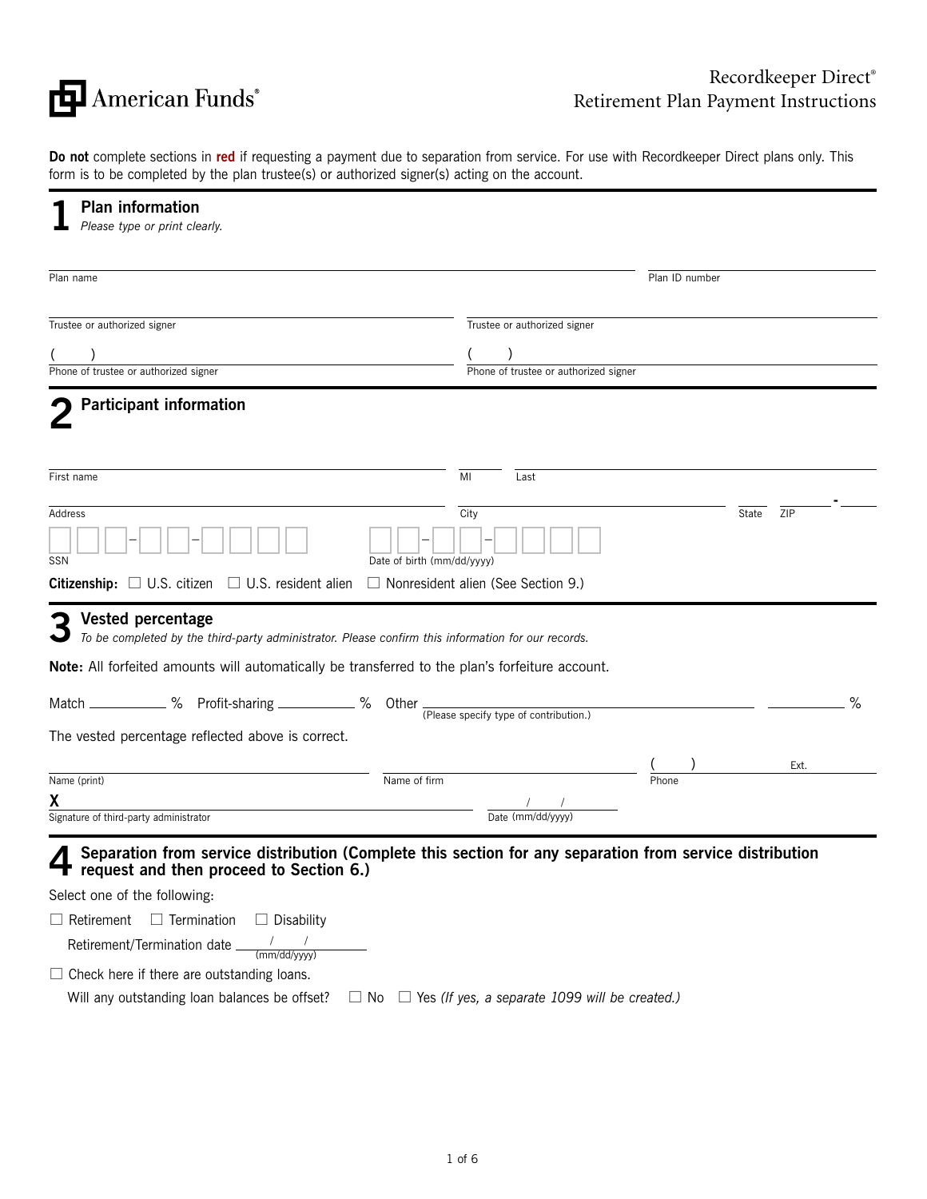American Funds®

# Recordkeeper Direct® Retirement Plan Payment Instructions

**Do not** complete sections in **red** if requesting a payment due to separation from service. For use with Recordkeeper Direct plans only. This form is to be completed by the plan trustee(s) or authorized signer(s) acting on the account.

## 1 Plan information

*Please type or print clearly.*

Plan name ____________________ Plan ID number ____________________

Trustee or authorized signer ____________________ Trustee or authorized signer ____________________

( ) Phone of trustee or authorized signer ____________________ ( ) Phone of trustee or authorized signer ____________________

## 2 Participant information

First name ____________________ MI ____ Last ____________________

Address ____________________ City ____________________ State ____ ZIP ______-____

SSN ___-__-____ Date of birth (mm/dd/yyyy) __-__-____

**Citizenship:** ☐ U.S. citizen ☐ U.S. resident alien ☐ Nonresident alien (See Section 9.)

## 3 Vested percentage

*To be completed by the third-party administrator. Please confirm this information for our records.*

**Note:** All forfeited amounts will automatically be transferred to the plan's forfeiture account.

Match ________ % Profit-sharing ________ % Other ____________________ (Please specify type of contribution.) ________ %

The vested percentage reflected above is correct.

Name (print) ____________________ Name of firm ____________________ ( ) Phone ____________ Ext. ____

**X** Signature of third-party administrator ____________________ Date (mm/dd/yyyy) __/__/____

## 4 Separation from service distribution (Complete this section for any separation from service distribution request and then proceed to Section 6.)

Select one of the following:

☐ Retirement ☐ Termination ☐ Disability

Retirement/Termination date __/__/____ (mm/dd/yyyy)

☐ Check here if there are outstanding loans.

Will any outstanding loan balances be offset? ☐ No ☐ Yes *(If yes, a separate 1099 will be created.)*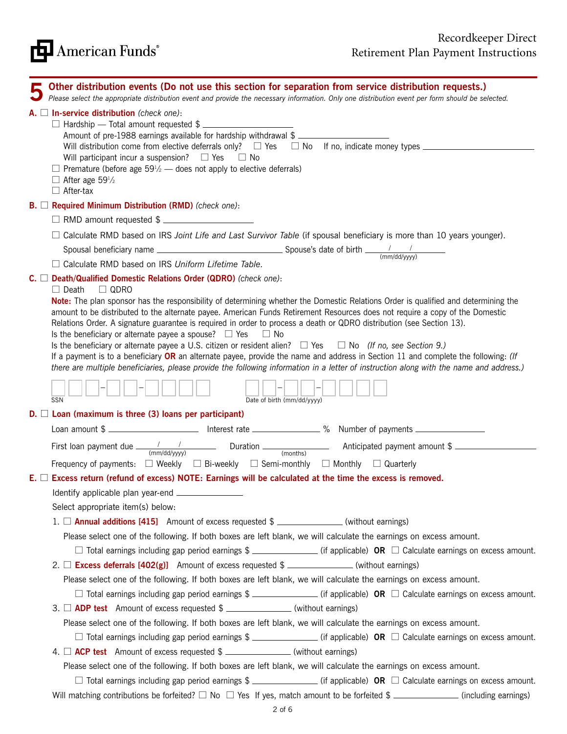# 5 Other distribution events (Do not use this section for separation from service distribution requests.)

*Please select the appropriate distribution event and provide the necessary information. Only one distribution event per form should be selected.*

**A.** ☐ **In-service distribution** *(check one)*:

- ☐ Hardship — Total amount requested $ ____________________
  - Amount of pre-1988 earnings available for hardship withdrawal $ ____________________
  - Will distribution come from elective deferrals only? ☐ Yes ☐ No If no, indicate money types ____________________
  - Will participant incur a suspension? ☐ Yes ☐ No
- ☐ Premature (before age 59½ — does not apply to elective deferrals)
- ☐ After age 59½
- ☐ After-tax

**B.** ☐ **Required Minimum Distribution (RMD)** *(check one)*:

- ☐ RMD amount requested $ ____________________
- ☐ Calculate RMD based on IRS *Joint Life and Last Survivor Table* (if spousal beneficiary is more than 10 years younger).
  - Spousal beneficiary name ____________________ Spouse's date of birth ___/___/_____ (mm/dd/yyyy)
- ☐ Calculate RMD based on IRS *Uniform Lifetime Table*.

**C.** ☐ **Death/Qualified Domestic Relations Order (QDRO)** *(check one)*:

☐ Death ☐ QDRO

**Note:** The plan sponsor has the responsibility of determining whether the Domestic Relations Order is qualified and determining the amount to be distributed to the alternate payee. American Funds Retirement Resources does not require a copy of the Domestic Relations Order. A signature guarantee is required in order to process a death or QDRO distribution (see Section 13).

Is the beneficiary or alternate payee a spouse? ☐ Yes ☐ No

Is the beneficiary or alternate payee a U.S. citizen or resident alien? ☐ Yes ☐ No *(If no, see Section 9.)*

If a payment is to a beneficiary **OR** an alternate payee, provide the name and address in Section 11 and complete the following: *(If there are multiple beneficiaries, please provide the following information in a letter of instruction along with the name and address.)*

SSN ☐☐☐–☐☐–☐☐☐☐ Date of birth (mm/dd/yyyy) ☐☐–☐☐–☐☐☐☐

**D.** ☐ **Loan (maximum is three (3) loans per participant)**

Loan amount $ ____________________ Interest rate ____________________ % Number of payments ____________________

First loan payment due ___/___/_____ (mm/dd/yyyy) Duration ____________________ (months) Anticipated payment amount $ ____________________

Frequency of payments: ☐ Weekly ☐ Bi-weekly ☐ Semi-monthly ☐ Monthly ☐ Quarterly

**E.** ☐ **Excess return (refund of excess) NOTE: Earnings will be calculated at the time the excess is removed.**

Identify applicable plan year-end ____________________

Select appropriate item(s) below:

1. ☐ **Annual additions [415]** Amount of excess requested $ ____________________ (without earnings)

   Please select one of the following. If both boxes are left blank, we will calculate the earnings on excess amount.

   ☐ Total earnings including gap period earnings $ ____________________ (if applicable) **OR** ☐ Calculate earnings on excess amount.

2. ☐ **Excess deferrals [402(g)]** Amount of excess requested $ ____________________ (without earnings)

   Please select one of the following. If both boxes are left blank, we will calculate the earnings on excess amount.

   ☐ Total earnings including gap period earnings $ ____________________ (if applicable) **OR** ☐ Calculate earnings on excess amount.

3. ☐ **ADP test** Amount of excess requested $ ____________________ (without earnings)

   Please select one of the following. If both boxes are left blank, we will calculate the earnings on excess amount.

   ☐ Total earnings including gap period earnings $ ____________________ (if applicable) **OR** ☐ Calculate earnings on excess amount.

4. ☐ **ACP test** Amount of excess requested $ ____________________ (without earnings)

   Please select one of the following. If both boxes are left blank, we will calculate the earnings on excess amount.

   ☐ Total earnings including gap period earnings $ ____________________ (if applicable) **OR** ☐ Calculate earnings on excess amount.

Will matching contributions be forfeited? ☐ No ☐ Yes If yes, match amount to be forfeited $ ____________________ (including earnings)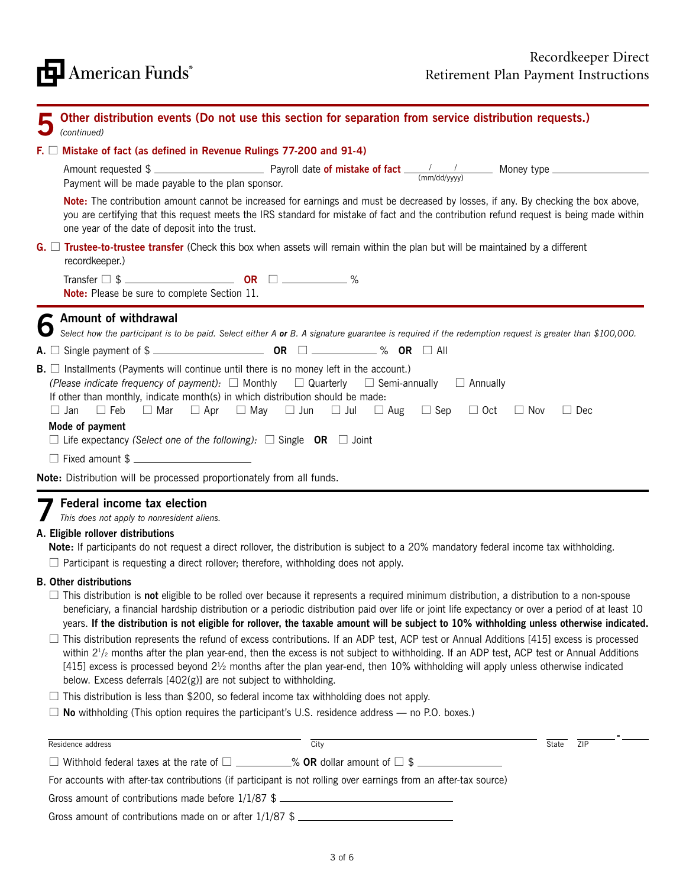## 5 Other distribution events (Do not use this section for separation from service distribution requests.)

*(continued)*

**F.** ☐ **Mistake of fact (as defined in Revenue Rulings 77-200 and 91-4)**

Amount requested $ ____________________ Payroll date **of mistake of fact** ____/____/______ (mm/dd/yyyy) Money type ____________________

Payment will be made payable to the plan sponsor.

**Note:** The contribution amount cannot be increased for earnings and must be decreased by losses, if any. By checking the box above, you are certifying that this request meets the IRS standard for mistake of fact and the contribution refund request is being made within one year of the date of deposit into the trust.

**G.** ☐ **Trustee-to-trustee transfer** (Check this box when assets will remain within the plan but will be maintained by a different recordkeeper.)

Transfer ☐ $ ____________________ **OR** ☐ ____________ %

**Note:** Please be sure to complete Section 11.

## 6 Amount of withdrawal

*Select how the participant is to be paid. Select either A **or** B. A signature guarantee is required if the redemption request is greater than $100,000.*

**A.** ☐ Single payment of $ ____________________ **OR** ☐ ____________ % **OR** ☐ All

**B.** ☐ Installments (Payments will continue until there is no money left in the account.)

*(Please indicate frequency of payment):* ☐ Monthly ☐ Quarterly ☐ Semi-annually ☐ Annually

If other than monthly, indicate month(s) in which distribution should be made:

☐ Jan ☐ Feb ☐ Mar ☐ Apr ☐ May ☐ Jun ☐ Jul ☐ Aug ☐ Sep ☐ Oct ☐ Nov ☐ Dec

**Mode of payment**

☐ Life expectancy *(Select one of the following):* ☐ Single **OR** ☐ Joint

☐ Fixed amount $ ____________________

**Note:** Distribution will be processed proportionately from all funds.

## 7 Federal income tax election

*This does not apply to nonresident aliens.*

**A. Eligible rollover distributions**

**Note:** If participants do not request a direct rollover, the distribution is subject to a 20% mandatory federal income tax withholding.

☐ Participant is requesting a direct rollover; therefore, withholding does not apply.

**B. Other distributions**

☐ This distribution is **not** eligible to be rolled over because it represents a required minimum distribution, a distribution to a non-spouse beneficiary, a financial hardship distribution or a periodic distribution paid over life or joint life expectancy or over a period of at least 10 years. **If the distribution is not eligible for rollover, the taxable amount will be subject to 10% withholding unless otherwise indicated.**

☐ This distribution represents the refund of excess contributions. If an ADP test, ACP test or Annual Additions [415] excess is processed within 2½ months after the plan year-end, then the excess is not subject to withholding. If an ADP test, ACP test or Annual Additions [415] excess is processed beyond 2½ months after the plan year-end, then 10% withholding will apply unless otherwise indicated below. Excess deferrals [402(g)] are not subject to withholding.

☐ This distribution is less than $200, so federal income tax withholding does not apply.

☐ **No** withholding (This option requires the participant's U.S. residence address — no P.O. boxes.)

____________________ Residence address ____________________ City ______ State ________-______ ZIP

☐ Withhold federal taxes at the rate of ☐ __________% **OR** dollar amount of ☐ $ ______________

For accounts with after-tax contributions (if participant is not rolling over earnings from an after-tax source)

Gross amount of contributions made before 1/1/87 $ ____________________

Gross amount of contributions made on or after 1/1/87 $ ____________________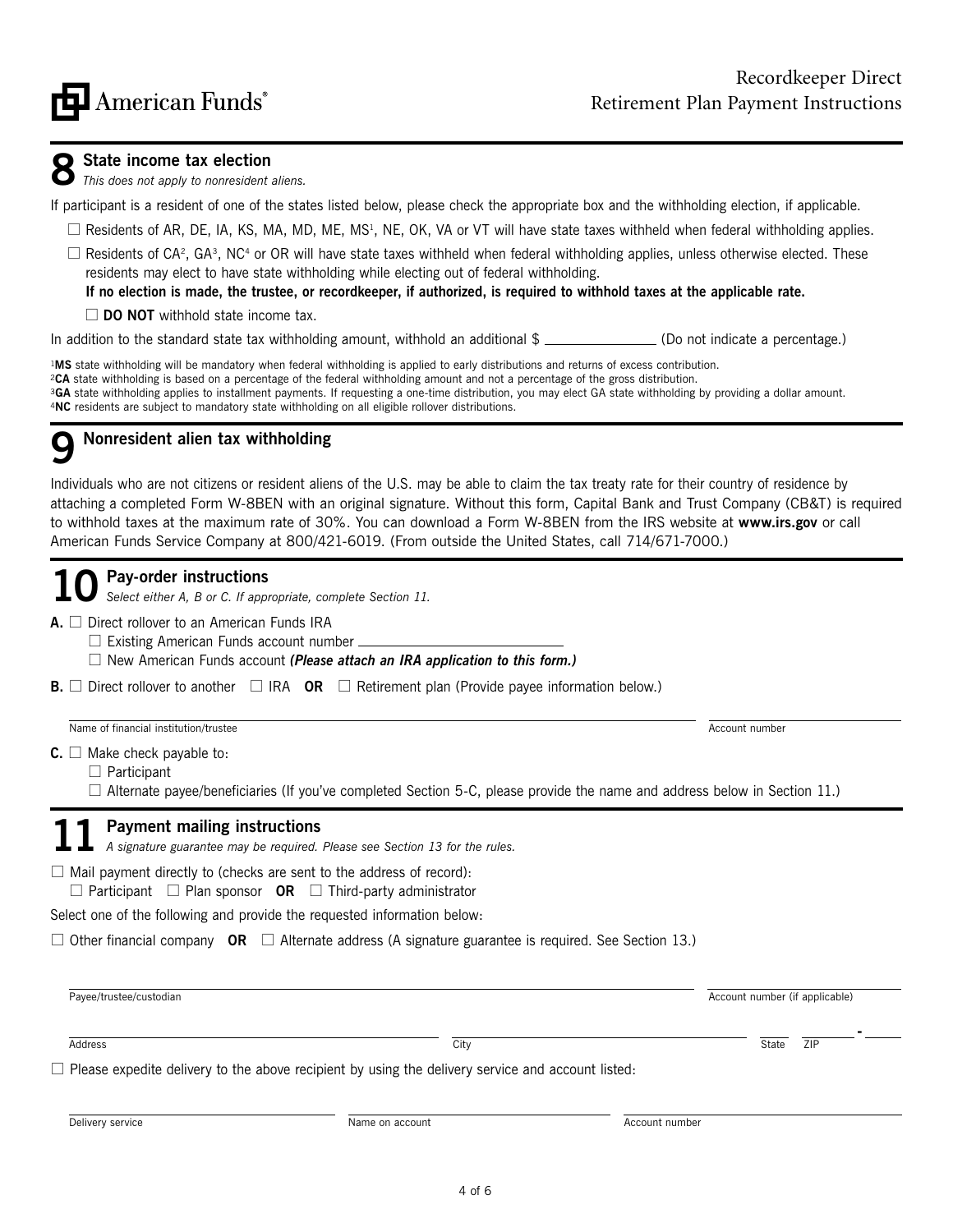American Funds®

Recordkeeper Direct
Retirement Plan Payment Instructions

## 8 State income tax election

*This does not apply to nonresident aliens.*

If participant is a resident of one of the states listed below, please check the appropriate box and the withholding election, if applicable.

☐ Residents of AR, DE, IA, KS, MA, MD, ME, MS[1], NE, OK, VA or VT will have state taxes withheld when federal withholding applies.

☐ Residents of CA[2], GA[3], NC[4] or OR will have state taxes withheld when federal withholding applies, unless otherwise elected. These residents may elect to have state withholding while electing out of federal withholding.

**If no election is made, the trustee, or recordkeeper, if authorized, is required to withhold taxes at the applicable rate.**

☐ **DO NOT** withhold state income tax.

In addition to the standard state tax withholding amount, withhold an additional $ ______________ (Do not indicate a percentage.)

[1]**MS** state withholding will be mandatory when federal withholding is applied to early distributions and returns of excess contribution.
[2]**CA** state withholding is based on a percentage of the federal withholding amount and not a percentage of the gross distribution.
[3]**GA** state withholding applies to installment payments. If requesting a one-time distribution, you may elect GA state withholding by providing a dollar amount.
[4]**NC** residents are subject to mandatory state withholding on all eligible rollover distributions.

## 9 Nonresident alien tax withholding

Individuals who are not citizens or resident aliens of the U.S. may be able to claim the tax treaty rate for their country of residence by attaching a completed Form W-8BEN with an original signature. Without this form, Capital Bank and Trust Company (CB&T) is required to withhold taxes at the maximum rate of 30%. You can download a Form W-8BEN from the IRS website at **www.irs.gov** or call American Funds Service Company at 800/421-6019. (From outside the United States, call 714/671-7000.)

## 10 Pay-order instructions

*Select either A, B or C. If appropriate, complete Section 11.*

**A.** ☐ Direct rollover to an American Funds IRA
- ☐ Existing American Funds account number ______________________
- ☐ New American Funds account ***(Please attach an IRA application to this form.)***

**B.** ☐ Direct rollover to another ☐ IRA **OR** ☐ Retirement plan (Provide payee information below.)

Name of financial institution/trustee ______________________ Account number ______________

**C.** ☐ Make check payable to:
- ☐ Participant
- ☐ Alternate payee/beneficiaries (If you've completed Section 5-C, please provide the name and address below in Section 11.)

## 11 Payment mailing instructions

*A signature guarantee may be required. Please see Section 13 for the rules.*

☐ Mail payment directly to (checks are sent to the address of record):
☐ Participant ☐ Plan sponsor **OR** ☐ Third-party administrator

Select one of the following and provide the requested information below:

☐ Other financial company **OR** ☐ Alternate address (A signature guarantee is required. See Section 13.)

Payee/trustee/custodian ______________________ Account number (if applicable) ______________

Address ______________________ City ______________ State ____ ZIP ______-____

☐ Please expedite delivery to the above recipient by using the delivery service and account listed:

Delivery service ______________ Name on account ______________ Account number ______________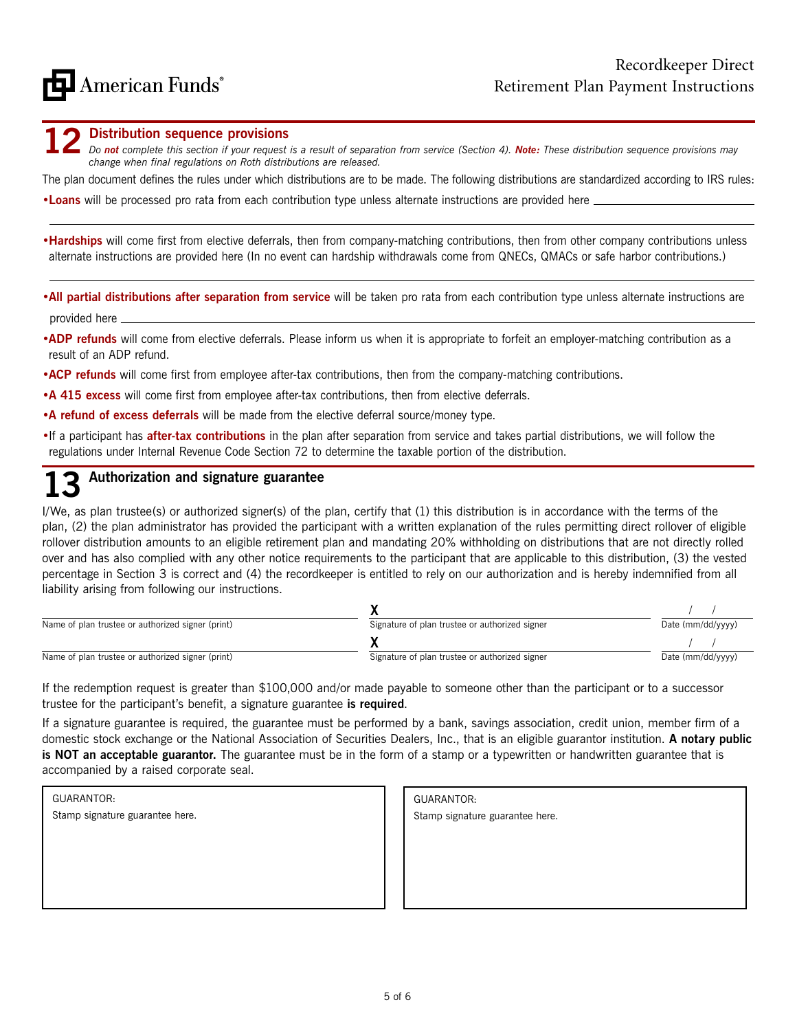## 12 Distribution sequence provisions

*Do **not** complete this section if your request is a result of separation from service (Section 4). **Note:** These distribution sequence provisions may change when final regulations on Roth distributions are released.*

The plan document defines the rules under which distributions are to be made. The following distributions are standardized according to IRS rules:

- **Loans** will be processed pro rata from each contribution type unless alternate instructions are provided here \_\_\_\_\_\_\_\_\_\_\_\_\_\_\_\_\_\_\_\_

\_\_\_\_\_\_\_\_\_\_\_\_\_\_\_\_\_\_\_\_\_\_\_\_\_\_\_\_\_\_\_\_\_\_\_\_\_\_\_\_\_\_\_\_\_\_\_\_\_\_\_\_\_\_\_\_

- **Hardships** will come first from elective deferrals, then from company-matching contributions, then from other company contributions unless alternate instructions are provided here (In no event can hardship withdrawals come from QNECs, QMACs or safe harbor contributions.)

\_\_\_\_\_\_\_\_\_\_\_\_\_\_\_\_\_\_\_\_\_\_\_\_\_\_\_\_\_\_\_\_\_\_\_\_\_\_\_\_\_\_\_\_\_\_\_\_\_\_\_\_\_\_\_\_

- **All partial distributions after separation from service** will be taken pro rata from each contribution type unless alternate instructions are provided here \_\_\_\_\_\_\_\_\_\_\_\_\_\_\_\_\_\_\_\_\_\_\_\_\_\_\_\_\_\_\_\_\_\_\_\_\_\_\_\_
- **ADP refunds** will come from elective deferrals. Please inform us when it is appropriate to forfeit an employer-matching contribution as a result of an ADP refund.
- **ACP refunds** will come first from employee after-tax contributions, then from the company-matching contributions.
- **A 415 excess** will come first from employee after-tax contributions, then from elective deferrals.
- **A refund of excess deferrals** will be made from the elective deferral source/money type.
- If a participant has **after-tax contributions** in the plan after separation from service and takes partial distributions, we will follow the regulations under Internal Revenue Code Section 72 to determine the taxable portion of the distribution.

## 13 Authorization and signature guarantee

I/We, as plan trustee(s) or authorized signer(s) of the plan, certify that (1) this distribution is in accordance with the terms of the plan, (2) the plan administrator has provided the participant with a written explanation of the rules permitting direct rollover of eligible rollover distribution amounts to an eligible retirement plan and mandating 20% withholding on distributions that are not directly rolled over and has also complied with any other notice requirements to the participant that are applicable to this distribution, (3) the vested percentage in Section 3 is correct and (4) the recordkeeper is entitled to rely on our authorization and is hereby indemnified from all liability arising from following our instructions.

| Name of plan trustee or authorized signer (print) | Signature of plan trustee or authorized signer | Date (mm/dd/yyyy) |
|---|---|---|
| | X | / / |
| | X | / / |

If the redemption request is greater than $100,000 and/or made payable to someone other than the participant or to a successor trustee for the participant's benefit, a signature guarantee **is required**.

If a signature guarantee is required, the guarantee must be performed by a bank, savings association, credit union, member firm of a domestic stock exchange or the National Association of Securities Dealers, Inc., that is an eligible guarantor institution. **A notary public is NOT an acceptable guarantor.** The guarantee must be in the form of a stamp or a typewritten or handwritten guarantee that is accompanied by a raised corporate seal.

| GUARANTOR: Stamp signature guarantee here. | GUARANTOR: Stamp signature guarantee here. |
|---|---|
| | |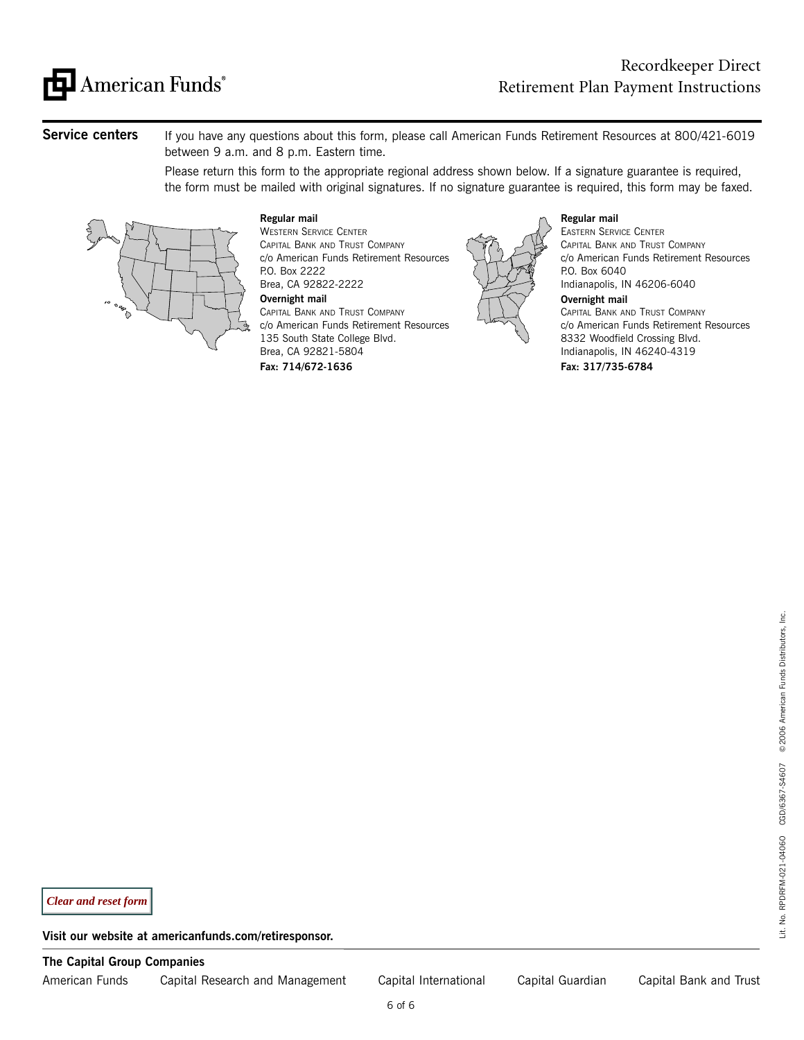# American Funds®

Recordkeeper Direct
Retirement Plan Payment Instructions

## Service centers

If you have any questions about this form, please call American Funds Retirement Resources at 800/421-6019 between 9 a.m. and 8 p.m. Eastern time.

Please return this form to the appropriate regional address shown below. If a signature guarantee is required, the form must be mailed with original signatures. If no signature guarantee is required, this form may be faxed.

**Regular mail**
Western Service Center
Capital Bank and Trust Company
c/o American Funds Retirement Resources
P.O. Box 2222
Brea, CA 92822-2222

**Overnight mail**
Capital Bank and Trust Company
c/o American Funds Retirement Resources
135 South State College Blvd.
Brea, CA 92821-5804

**Fax: 714/672-1636**

**Regular mail**
Eastern Service Center
Capital Bank and Trust Company
c/o American Funds Retirement Resources
P.O. Box 6040
Indianapolis, IN 46206-6040

**Overnight mail**
Capital Bank and Trust Company
c/o American Funds Retirement Resources
8332 Woodfield Crossing Blvd.
Indianapolis, IN 46240-4319

**Fax: 317/735-6784**

*Clear and reset form*

**Visit our website at americanfunds.com/retiresponsor.**

**The Capital Group Companies**

American Funds Capital Research and Management Capital International Capital Guardian Capital Bank and Trust

Lit. No. RPDRFM-021-04060 CGD/6367-S4607 © 2006 American Funds Distributors, Inc.